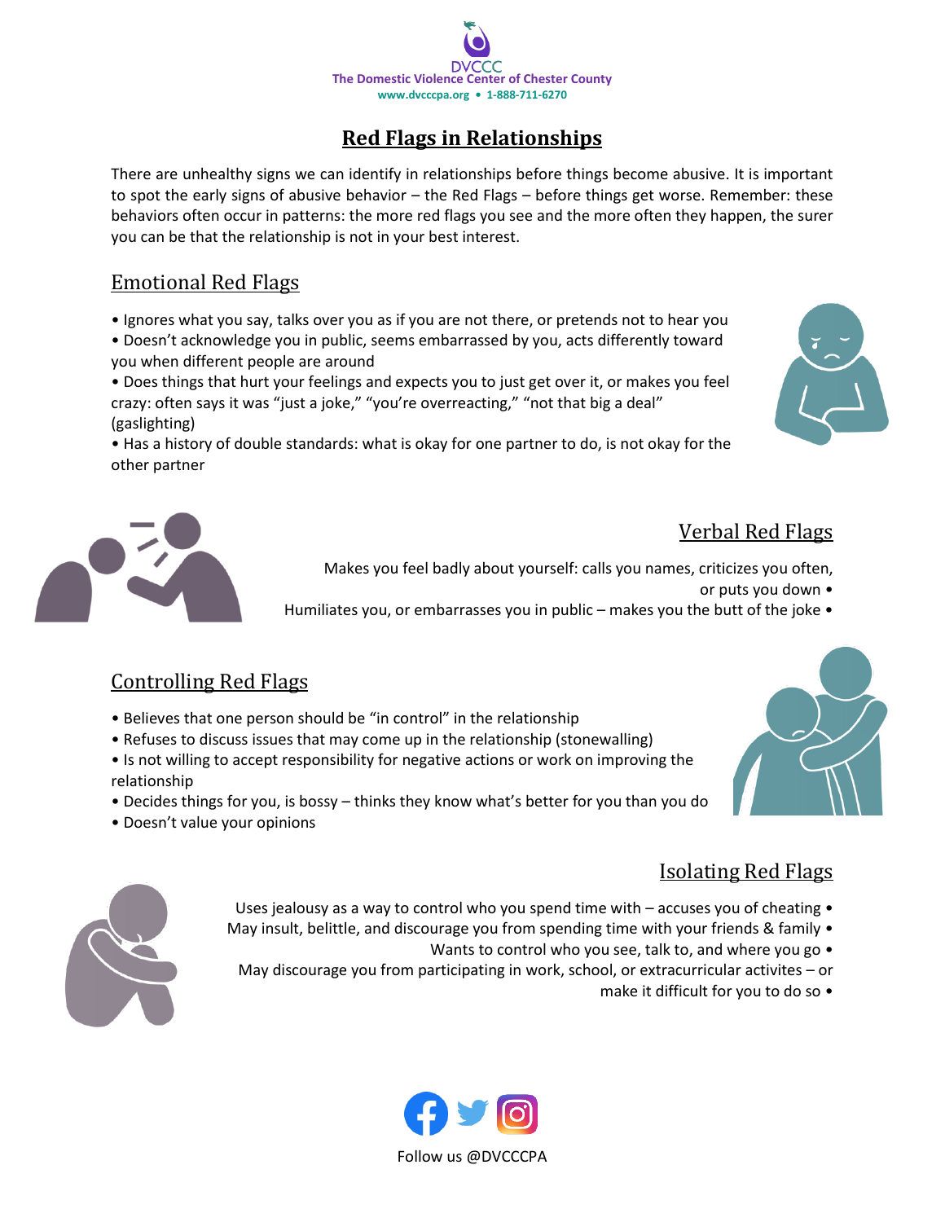DVCCC
The Domestic Violence Center of Chester County
www.dvcccpa.org • 1-888-711-6270

# Red Flags in Relationships

There are unhealthy signs we can identify in relationships before things become abusive. It is important to spot the early signs of abusive behavior – the Red Flags – before things get worse. Remember: these behaviors often occur in patterns: the more red flags you see and the more often they happen, the surer you can be that the relationship is not in your best interest.

## Emotional Red Flags

- Ignores what you say, talks over you as if you are not there, or pretends not to hear you
- Doesn't acknowledge you in public, seems embarrassed by you, acts differently toward you when different people are around
- Does things that hurt your feelings and expects you to just get over it, or makes you feel crazy: often says it was "just a joke," "you're overreacting," "not that big a deal" (gaslighting)
- Has a history of double standards: what is okay for one partner to do, is not okay for the other partner

## Verbal Red Flags

- Makes you feel badly about yourself: calls you names, criticizes you often, or puts you down
- Humiliates you, or embarrasses you in public – makes you the butt of the joke

## Controlling Red Flags

- Believes that one person should be "in control" in the relationship
- Refuses to discuss issues that may come up in the relationship (stonewalling)
- Is not willing to accept responsibility for negative actions or work on improving the relationship
- Decides things for you, is bossy – thinks they know what's better for you than you do
- Doesn't value your opinions

## Isolating Red Flags

- Uses jealousy as a way to control who you spend time with – accuses you of cheating
- May insult, belittle, and discourage you from spending time with your friends & family
- Wants to control who you see, talk to, and where you go
- May discourage you from participating in work, school, or extracurricular activites – or make it difficult for you to do so

Follow us @DVCCCPA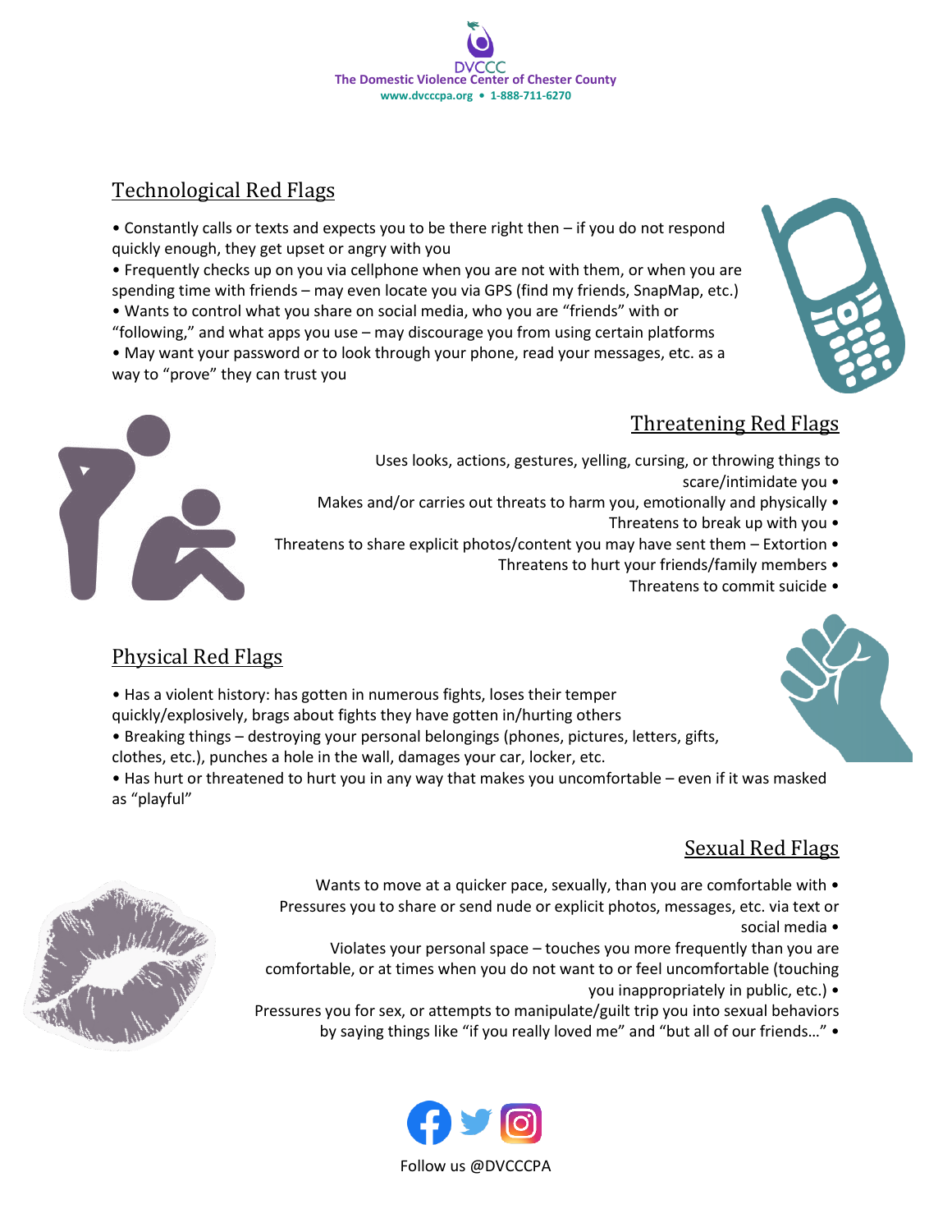DVCCC
The Domestic Violence Center of Chester County
www.dvcccpa.org • 1-888-711-6270

## Technological Red Flags

- Constantly calls or texts and expects you to be there right then – if you do not respond quickly enough, they get upset or angry with you
- Frequently checks up on you via cellphone when you are not with them, or when you are spending time with friends – may even locate you via GPS (find my friends, SnapMap, etc.)
- Wants to control what you share on social media, who you are "friends" with or "following," and what apps you use – may discourage you from using certain platforms
- May want your password or to look through your phone, read your messages, etc. as a way to "prove" they can trust you

## Threatening Red Flags

- Uses looks, actions, gestures, yelling, cursing, or throwing things to scare/intimidate you
- Makes and/or carries out threats to harm you, emotionally and physically
- Threatens to break up with you
- Threatens to share explicit photos/content you may have sent them – Extortion
- Threatens to hurt your friends/family members
- Threatens to commit suicide

## Physical Red Flags

- Has a violent history: has gotten in numerous fights, loses their temper quickly/explosively, brags about fights they have gotten in/hurting others
- Breaking things – destroying your personal belongings (phones, pictures, letters, gifts, clothes, etc.), punches a hole in the wall, damages your car, locker, etc.
- Has hurt or threatened to hurt you in any way that makes you uncomfortable – even if it was masked as "playful"

## Sexual Red Flags

- Wants to move at a quicker pace, sexually, than you are comfortable with
- Pressures you to share or send nude or explicit photos, messages, etc. via text or social media
- Violates your personal space – touches you more frequently than you are comfortable, or at times when you do not want to or feel uncomfortable (touching you inappropriately in public, etc.)
- Pressures you for sex, or attempts to manipulate/guilt trip you into sexual behaviors by saying things like "if you really loved me" and "but all of our friends…"

Follow us @DVCCCPA